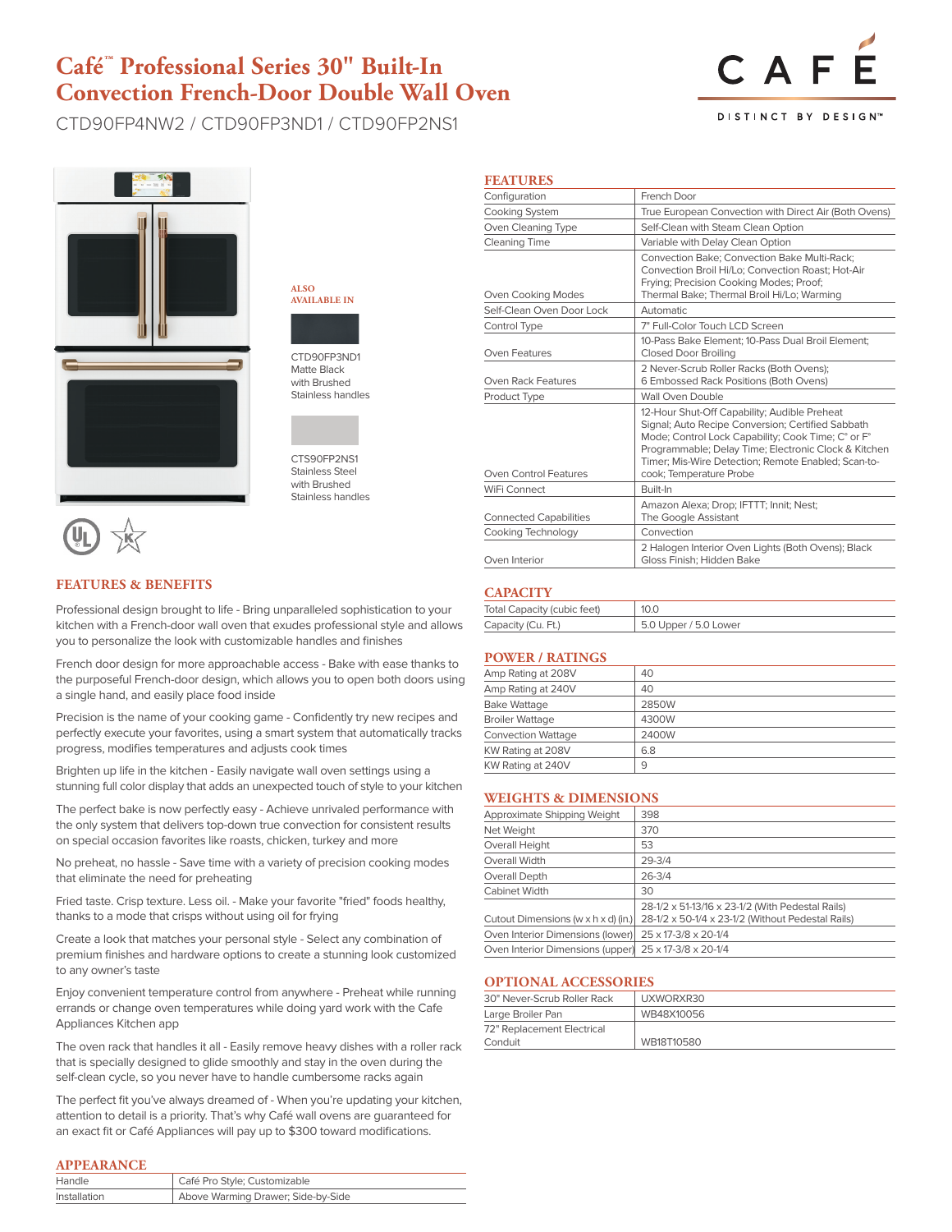# Café™ Professional Series 30" Built-In Convection French-Door Double Wall Oven

CTD90FP4NW2 / CTD90FP3ND1 / CTD90FP2NS1

CAFÉ

DISTINCT BY DESIGN™

**ALSO AVAILABLE IN**

CTD90FP3ND1 Matte Black with Brushed Stainless handles

CTS90FP2NS1 Stainless Steel with Brushed Stainless handles

## FEATURES & BENEFITS

Professional design brought to life - Bring unparalleled sophistication to your kitchen with a French-door wall oven that exudes professional style and allows you to personalize the look with customizable handles and finishes

French door design for more approachable access - Bake with ease thanks to the purposeful French-door design, which allows you to open both doors using a single hand, and easily place food inside

Precision is the name of your cooking game - Confidently try new recipes and perfectly execute your favorites, using a smart system that automatically tracks progress, modifies temperatures and adjusts cook times

Brighten up life in the kitchen - Easily navigate wall oven settings using a stunning full color display that adds an unexpected touch of style to your kitchen

The perfect bake is now perfectly easy - Achieve unrivaled performance with the only system that delivers top-down true convection for consistent results on special occasion favorites like roasts, chicken, turkey and more

No preheat, no hassle - Save time with a variety of precision cooking modes that eliminate the need for preheating

Fried taste. Crisp texture. Less oil. - Make your favorite "fried" foods healthy, thanks to a mode that crisps without using oil for frying

Create a look that matches your personal style - Select any combination of premium finishes and hardware options to create a stunning look customized to any owner's taste

Enjoy convenient temperature control from anywhere - Preheat while running errands or change oven temperatures while doing yard work with the Cafe Appliances Kitchen app

The oven rack that handles it all - Easily remove heavy dishes with a roller rack that is specially designed to glide smoothly and stay in the oven during the self-clean cycle, so you never have to handle cumbersome racks again

The perfect fit you've always dreamed of - When you're updating your kitchen, attention to detail is a priority. That's why Café wall ovens are guaranteed for an exact fit or Café Appliances will pay up to $300 toward modifications.

## APPEARANCE

| | |
|---|---|
| Handle | Café Pro Style; Customizable |
| Installation | Above Warming Drawer; Side-by-Side |

## FEATURES

| | |
|---|---|
| Configuration | French Door |
| Cooking System | True European Convection with Direct Air (Both Ovens) |
| Oven Cleaning Type | Self-Clean with Steam Clean Option |
| Cleaning Time | Variable with Delay Clean Option |
| Oven Cooking Modes | Convection Bake; Convection Bake Multi-Rack; Convection Broil Hi/Lo; Convection Roast; Hot-Air Frying; Precision Cooking Modes; Proof; Thermal Bake; Thermal Broil Hi/Lo; Warming |
| Self-Clean Oven Door Lock | Automatic |
| Control Type | 7" Full-Color Touch LCD Screen |
| Oven Features | 10-Pass Bake Element; 10-Pass Dual Broil Element; Closed Door Broiling |
| Oven Rack Features | 2 Never-Scrub Roller Racks (Both Ovens); 6 Embossed Rack Positions (Both Ovens) |
| Product Type | Wall Oven Double |
| Oven Control Features | 12-Hour Shut-Off Capability; Audible Preheat Signal; Auto Recipe Conversion; Certified Sabbath Mode; Control Lock Capability; Cook Time; C° or F° Programmable; Delay Time; Electronic Clock & Kitchen Timer; Mis-Wire Detection; Remote Enabled; Scan-to-cook; Temperature Probe |
| WiFi Connect | Built-In |
| Connected Capabilities | Amazon Alexa; Drop; IFTTT; Innit; Nest; The Google Assistant |
| Cooking Technology | Convection |
| Oven Interior | 2 Halogen Interior Oven Lights (Both Ovens); Black Gloss Finish; Hidden Bake |

## CAPACITY

| | |
|---|---|
| Total Capacity (cubic feet) | 10.0 |
| Capacity (Cu. Ft.) | 5.0 Upper / 5.0 Lower |

## POWER / RATINGS

| | |
|---|---|
| Amp Rating at 208V | 40 |
| Amp Rating at 240V | 40 |
| Bake Wattage | 2850W |
| Broiler Wattage | 4300W |
| Convection Wattage | 2400W |
| KW Rating at 208V | 6.8 |
| KW Rating at 240V | 9 |

## WEIGHTS & DIMENSIONS

| | |
|---|---|
| Approximate Shipping Weight | 398 |
| Net Weight | 370 |
| Overall Height | 53 |
| Overall Width | 29-3/4 |
| Overall Depth | 26-3/4 |
| Cabinet Width | 30 |
| Cutout Dimensions (w x h x d) (in.) | 28-1/2 x 51-13/16 x 23-1/2 (With Pedestal Rails) 28-1/2 x 50-1/4 x 23-1/2 (Without Pedestal Rails) |
| Oven Interior Dimensions (lower) | 25 x 17-3/8 x 20-1/4 |
| Oven Interior Dimensions (upper) | 25 x 17-3/8 x 20-1/4 |

## OPTIONAL ACCESSORIES

| | |
|---|---|
| 30" Never-Scrub Roller Rack | UXWORXR30 |
| Large Broiler Pan | WB48X10056 |
| 72" Replacement Electrical Conduit | WB18T10580 |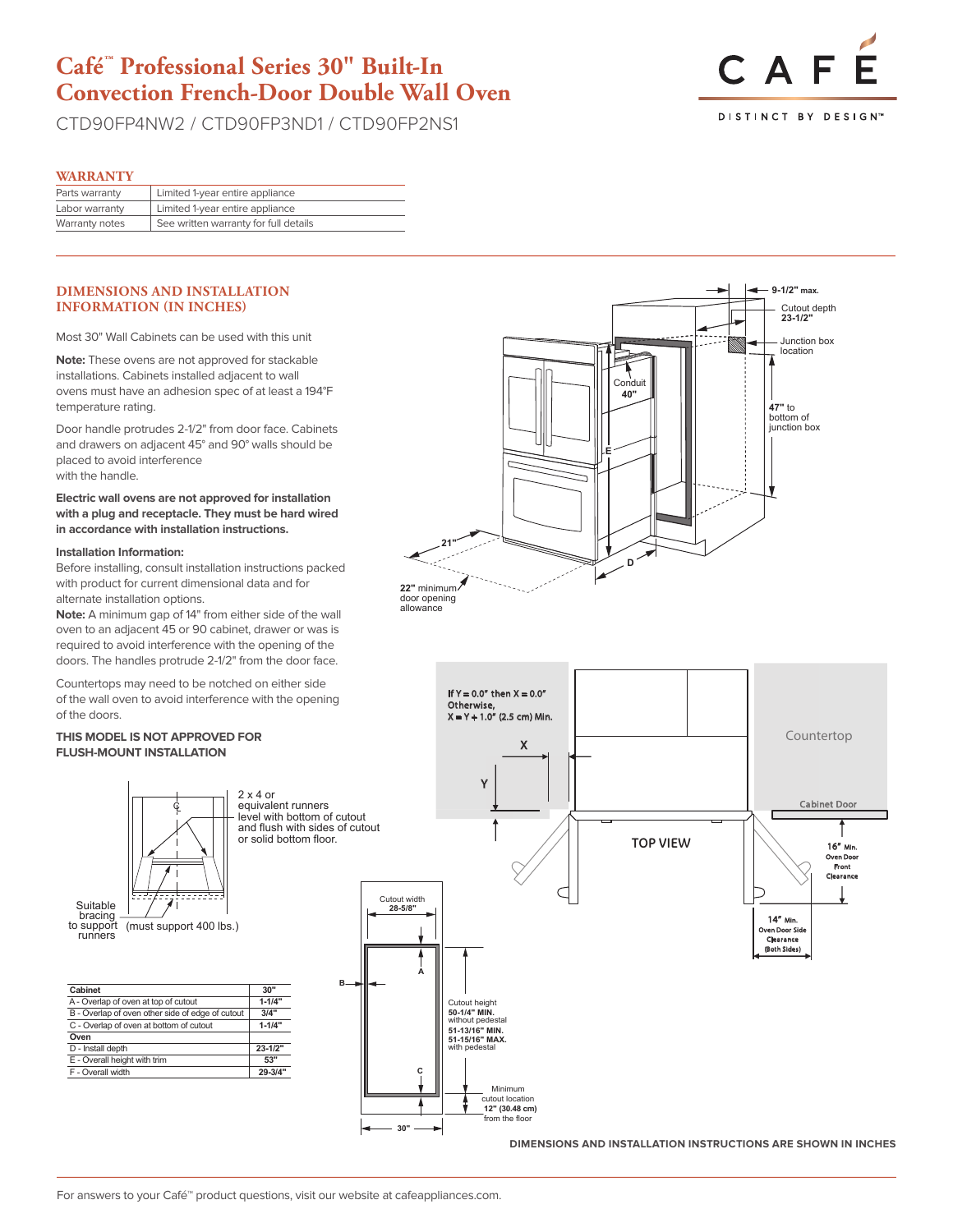# Café™ Professional Series 30" Built-In Convection French-Door Double Wall Oven

CTD90FP4NW2 / CTD90FP3ND1 / CTD90FP2NS1

## WARRANTY

| | |
|---|---|
| Parts warranty | Limited 1-year entire appliance |
| Labor warranty | Limited 1-year entire appliance |
| Warranty notes | See written warranty for full details |

## DIMENSIONS AND INSTALLATION INFORMATION (IN INCHES)

Most 30" Wall Cabinets can be used with this unit

**Note:** These ovens are not approved for stackable installations. Cabinets installed adjacent to wall ovens must have an adhesion spec of at least a 194°F temperature rating.

Door handle protrudes 2-1/2" from door face. Cabinets and drawers on adjacent 45° and 90° walls should be placed to avoid interference with the handle.

**Electric wall ovens are not approved for installation with a plug and receptacle. They must be hard wired in accordance with installation instructions.**

**Installation Information:**
Before installing, consult installation instructions packed with product for current dimensional data and for alternate installation options.
**Note:** A minimum gap of 14" from either side of the wall oven to an adjacent 45 or 90 cabinet, drawer or was is required to avoid interference with the opening of the doors. The handles protrude 2-1/2" from the door face.

Countertops may need to be notched on either side of the wall oven to avoid interference with the opening of the doors.

**THIS MODEL IS NOT APPROVED FOR FLUSH-MOUNT INSTALLATION**

9-1/2" max.
Cutout depth **23-1/2"**
Junction box location
Conduit **40"**
**47"** to bottom of junction box
21"
22" minimum door opening allowance

If Y = 0.0" then X = 0.0"
Otherwise,
X = Y + 1.0" (2.5 cm) Min.

Countertop
Cabinet Door
TOP VIEW
16" Min. Oven Door Front Clearance
14" Min. Oven Door Side Clearance (Both Sides)

2 x 4 or equivalent runners level with bottom of cutout and flush with sides of cutout or solid bottom floor.

Suitable bracing to support runners (must support 400 lbs.)

Cutout width **28-5/8"**
Cutout height **50-1/4" MIN.** without pedestal **51-13/16" MIN. 51-15/16" MAX.** with pedestal
Minimum cutout location **12" (30.48 cm)** from the floor
30"

| Cabinet | 30" |
|---|---|
| A - Overlap of oven at top of cutout | 1-1/4" |
| B - Overlap of oven other side of edge of cutout | 3/4" |
| C - Overlap of oven at bottom of cutout | 1-1/4" |
| **Oven** | |
| D - Install depth | 23-1/2" |
| E - Overall height with trim | 53" |
| F - Overall width | 29-3/4" |

**DIMENSIONS AND INSTALLATION INSTRUCTIONS ARE SHOWN IN INCHES**

For answers to your Café™ product questions, visit our website at cafeappliances.com.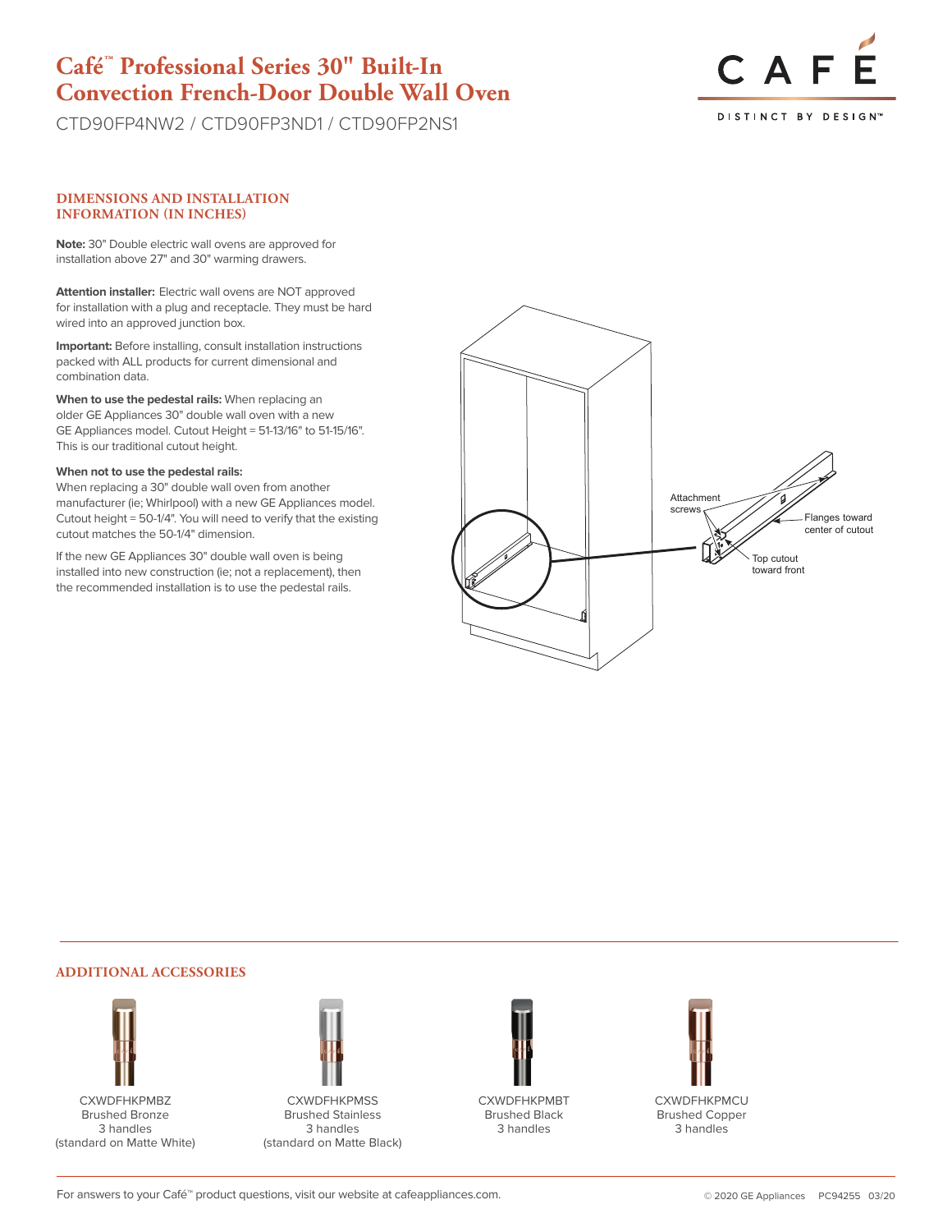# Café™ Professional Series 30" Built-In Convection French-Door Double Wall Oven

CTD90FP4NW2 / CTD90FP3ND1 / CTD90FP2NS1

## DIMENSIONS AND INSTALLATION INFORMATION (IN INCHES)

**Note:** 30" Double electric wall ovens are approved for installation above 27" and 30" warming drawers.

**Attention installer:** Electric wall ovens are NOT approved for installation with a plug and receptacle. They must be hard wired into an approved junction box.

**Important:** Before installing, consult installation instructions packed with ALL products for current dimensional and combination data.

**When to use the pedestal rails:** When replacing an older GE Appliances 30" double wall oven with a new GE Appliances model. Cutout Height = 51-13/16" to 51-15/16". This is our traditional cutout height.

**When not to use the pedestal rails:**
When replacing a 30" double wall oven from another manufacturer (ie; Whirlpool) with a new GE Appliances model. Cutout height = 50-1/4". You will need to verify that the existing cutout matches the 50-1/4" dimension.

If the new GE Appliances 30" double wall oven is being installed into new construction (ie; not a replacement), then the recommended installation is to use the pedestal rails.

Attachment screws

Flanges toward center of cutout

Top cutout toward front

## ADDITIONAL ACCESSORIES

CXWDFHKPMBZ
Brushed Bronze
3 handles
(standard on Matte White)

CXWDFHKPMSS
Brushed Stainless
3 handles
(standard on Matte Black)

CXWDFHKPMBT
Brushed Black
3 handles

CXWDFHKPMCU
Brushed Copper
3 handles

For answers to your Café™ product questions, visit our website at cafeappliances.com.

© 2020 GE Appliances PC94255 03/20